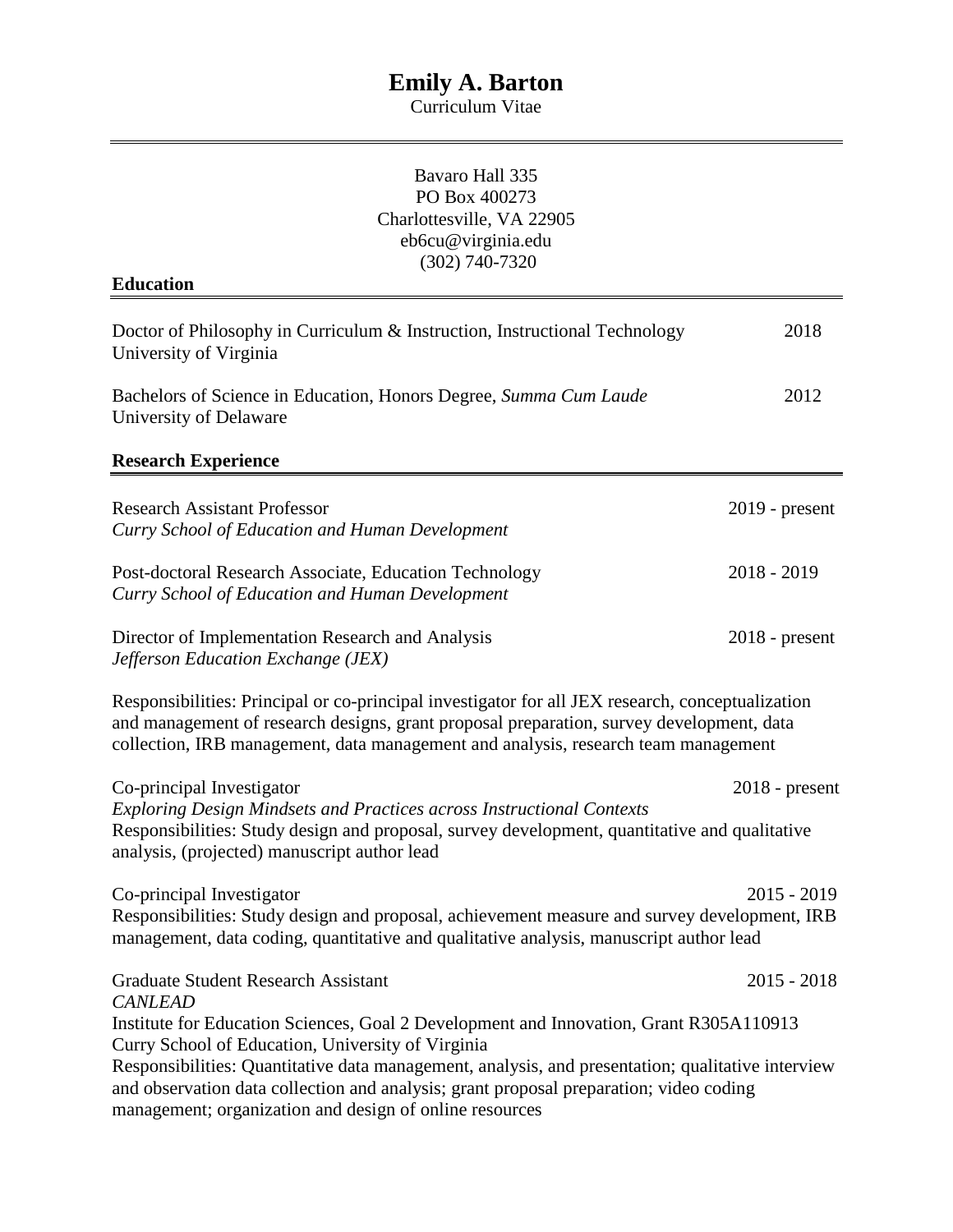# Emily A. Barton

Curriculum Vitae

Bavaro Hall 335
PO Box 400273
Charlottesville, VA 22905
eb6cu@virginia.edu
(302) 740-7320

## Education

Doctor of Philosophy in Curriculum & Instruction, Instructional Technology — 2018
University of Virginia

Bachelors of Science in Education, Honors Degree, *Summa Cum Laude* — 2012
University of Delaware

## Research Experience

Research Assistant Professor — 2019 - present
*Curry School of Education and Human Development*

Post-doctoral Research Associate, Education Technology — 2018 - 2019
*Curry School of Education and Human Development*

Director of Implementation Research and Analysis — 2018 - present
*Jefferson Education Exchange (JEX)*

Responsibilities: Principal or co-principal investigator for all JEX research, conceptualization and management of research designs, grant proposal preparation, survey development, data collection, IRB management, data management and analysis, research team management

Co-principal Investigator — 2018 - present
*Exploring Design Mindsets and Practices across Instructional Contexts*
Responsibilities: Study design and proposal, survey development, quantitative and qualitative analysis, (projected) manuscript author lead

Co-principal Investigator — 2015 - 2019
Responsibilities: Study design and proposal, achievement measure and survey development, IRB management, data coding, quantitative and qualitative analysis, manuscript author lead

Graduate Student Research Assistant — 2015 - 2018
*CANLEAD*
Institute for Education Sciences, Goal 2 Development and Innovation, Grant R305A110913
Curry School of Education, University of Virginia
Responsibilities: Quantitative data management, analysis, and presentation; qualitative interview and observation data collection and analysis; grant proposal preparation; video coding management; organization and design of online resources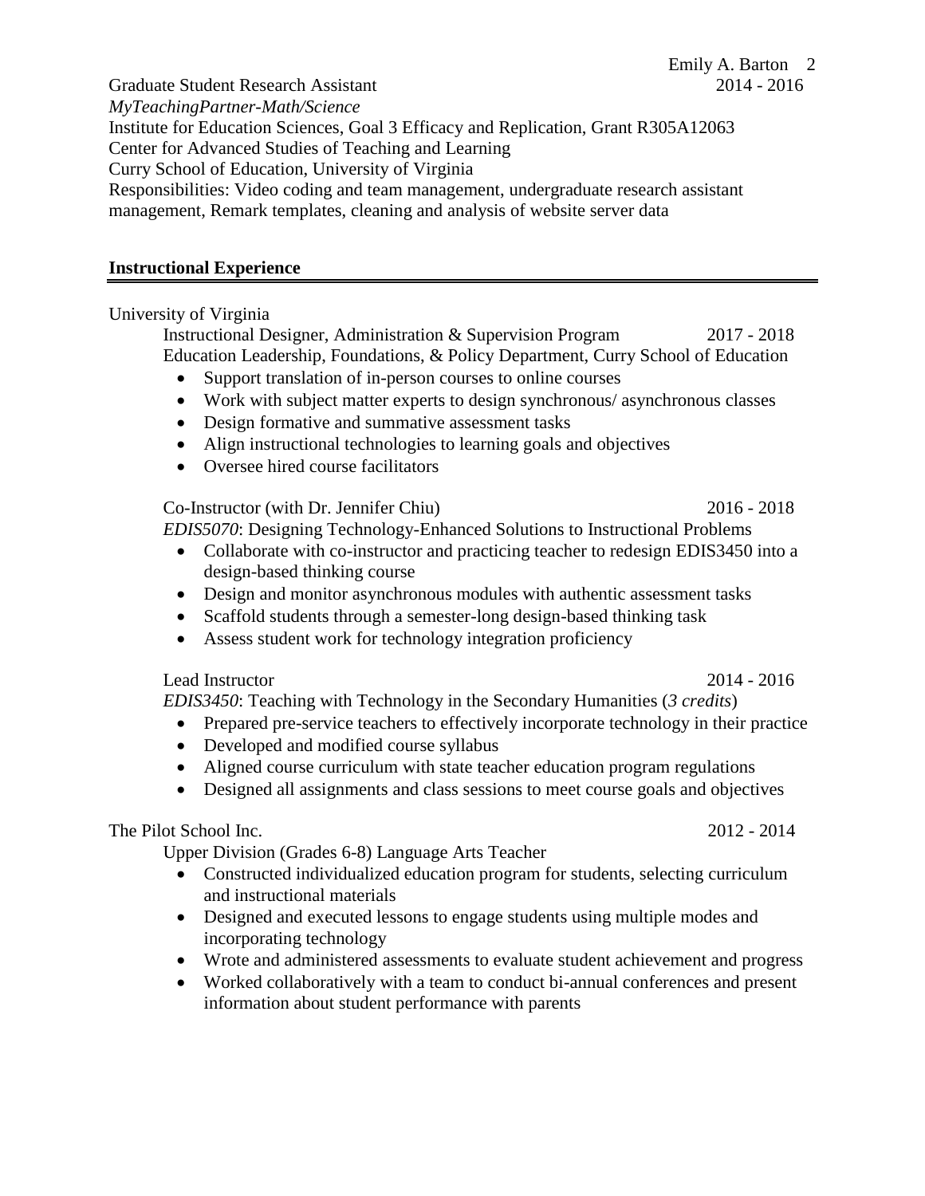Graduate Student Research Assistant 2014 - 2016
*MyTeachingPartner-Math/Science*
Institute for Education Sciences, Goal 3 Efficacy and Replication, Grant R305A12063
Center for Advanced Studies of Teaching and Learning
Curry School of Education, University of Virginia
Responsibilities: Video coding and team management, undergraduate research assistant management, Remark templates, cleaning and analysis of website server data

## Instructional Experience

University of Virginia

Instructional Designer, Administration & Supervision Program 2017 - 2018
Education Leadership, Foundations, & Policy Department, Curry School of Education

- Support translation of in-person courses to online courses
- Work with subject matter experts to design synchronous/ asynchronous classes
- Design formative and summative assessment tasks
- Align instructional technologies to learning goals and objectives
- Oversee hired course facilitators

Co-Instructor (with Dr. Jennifer Chiu) 2016 - 2018
*EDIS5070*: Designing Technology-Enhanced Solutions to Instructional Problems

- Collaborate with co-instructor and practicing teacher to redesign EDIS3450 into a design-based thinking course
- Design and monitor asynchronous modules with authentic assessment tasks
- Scaffold students through a semester-long design-based thinking task
- Assess student work for technology integration proficiency

Lead Instructor 2014 - 2016
*EDIS3450*: Teaching with Technology in the Secondary Humanities (*3 credits*)

- Prepared pre-service teachers to effectively incorporate technology in their practice
- Developed and modified course syllabus
- Aligned course curriculum with state teacher education program regulations
- Designed all assignments and class sessions to meet course goals and objectives

The Pilot School Inc. 2012 - 2014

Upper Division (Grades 6-8) Language Arts Teacher

- Constructed individualized education program for students, selecting curriculum and instructional materials
- Designed and executed lessons to engage students using multiple modes and incorporating technology
- Wrote and administered assessments to evaluate student achievement and progress
- Worked collaboratively with a team to conduct bi-annual conferences and present information about student performance with parents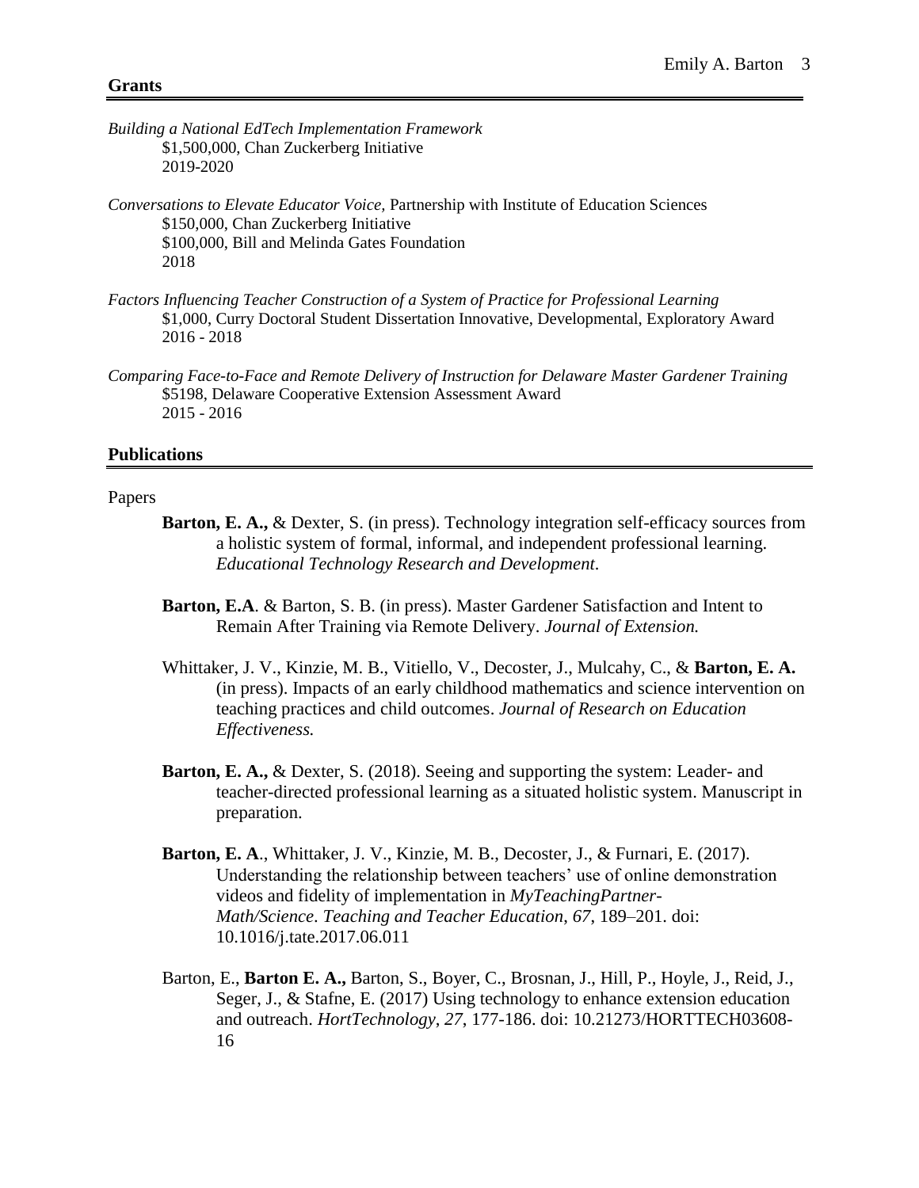## Grants

*Building a National EdTech Implementation Framework*
$1,500,000, Chan Zuckerberg Initiative
2019-2020

*Conversations to Elevate Educator Voice,* Partnership with Institute of Education Sciences
$150,000, Chan Zuckerberg Initiative
$100,000, Bill and Melinda Gates Foundation
2018

*Factors Influencing Teacher Construction of a System of Practice for Professional Learning*
$1,000, Curry Doctoral Student Dissertation Innovative, Developmental, Exploratory Award
2016 - 2018

*Comparing Face-to-Face and Remote Delivery of Instruction for Delaware Master Gardener Training*
$5198, Delaware Cooperative Extension Assessment Award
2015 - 2016

## Publications

Papers

**Barton, E. A.,** & Dexter, S. (in press). Technology integration self-efficacy sources from a holistic system of formal, informal, and independent professional learning. *Educational Technology Research and Development.*

**Barton, E.A**. & Barton, S. B. (in press). Master Gardener Satisfaction and Intent to Remain After Training via Remote Delivery. *Journal of Extension.*

Whittaker, J. V., Kinzie, M. B., Vitiello, V., Decoster, J., Mulcahy, C., & **Barton, E. A.** (in press). Impacts of an early childhood mathematics and science intervention on teaching practices and child outcomes. *Journal of Research on Education Effectiveness.*

**Barton, E. A.,** & Dexter, S. (2018). Seeing and supporting the system: Leader- and teacher-directed professional learning as a situated holistic system. Manuscript in preparation.

**Barton, E. A**., Whittaker, J. V., Kinzie, M. B., Decoster, J., & Furnari, E. (2017). Understanding the relationship between teachers' use of online demonstration videos and fidelity of implementation in *MyTeachingPartner-Math/Science*. *Teaching and Teacher Education*, *67*, 189–201. doi: 10.1016/j.tate.2017.06.011

Barton, E., **Barton E. A.,** Barton, S., Boyer, C., Brosnan, J., Hill, P., Hoyle, J., Reid, J., Seger, J., & Stafne, E. (2017) Using technology to enhance extension education and outreach. *HortTechnology*, *27*, 177-186. doi: 10.21273/HORTTECH03608-16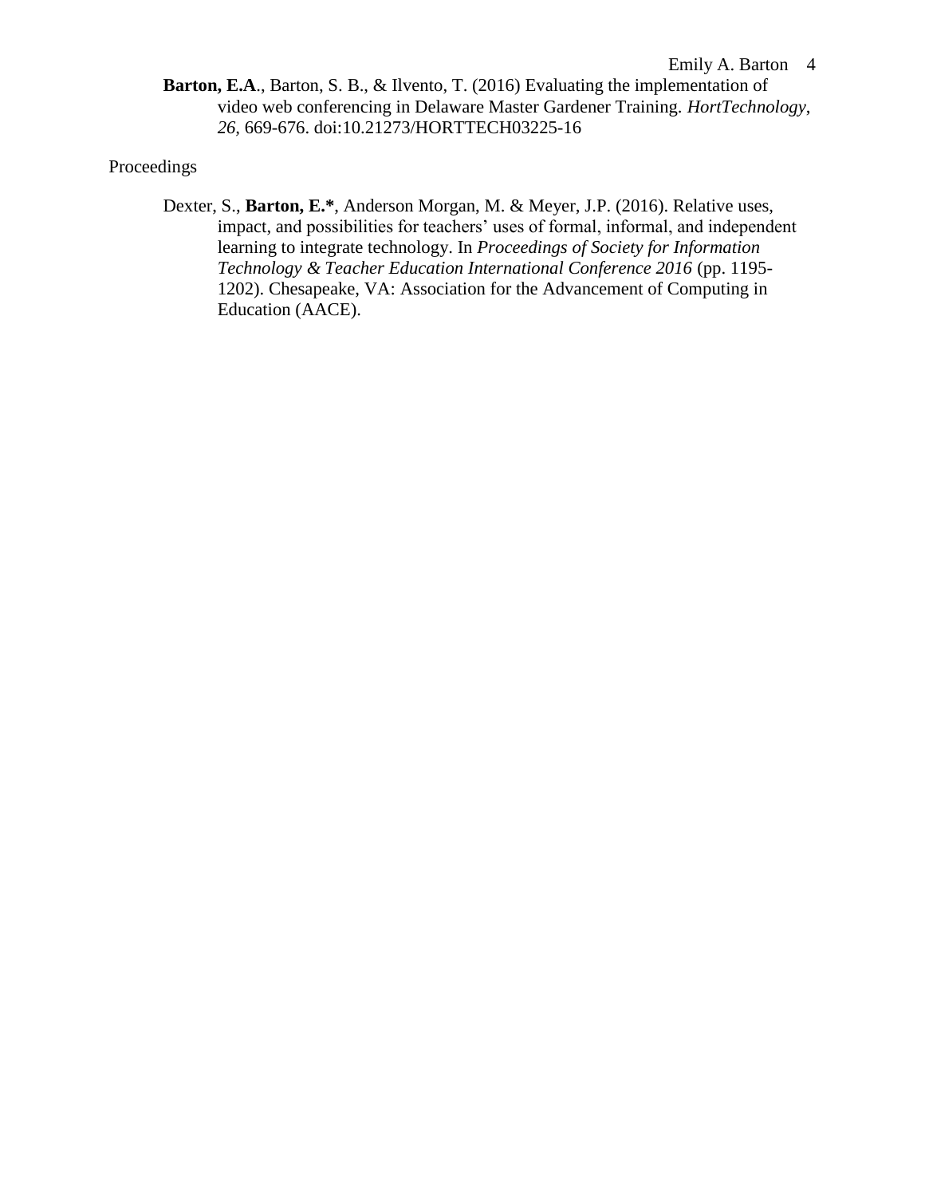**Barton, E.A**., Barton, S. B., & Ilvento, T. (2016) Evaluating the implementation of video web conferencing in Delaware Master Gardener Training. *HortTechnology*, *26*, 669-676. doi:10.21273/HORTTECH03225-16

Proceedings

Dexter, S., **Barton, E.***, Anderson Morgan, M. & Meyer, J.P. (2016). Relative uses, impact, and possibilities for teachers' uses of formal, informal, and independent learning to integrate technology. In *Proceedings of Society for Information Technology & Teacher Education International Conference 2016* (pp. 1195-1202). Chesapeake, VA: Association for the Advancement of Computing in Education (AACE).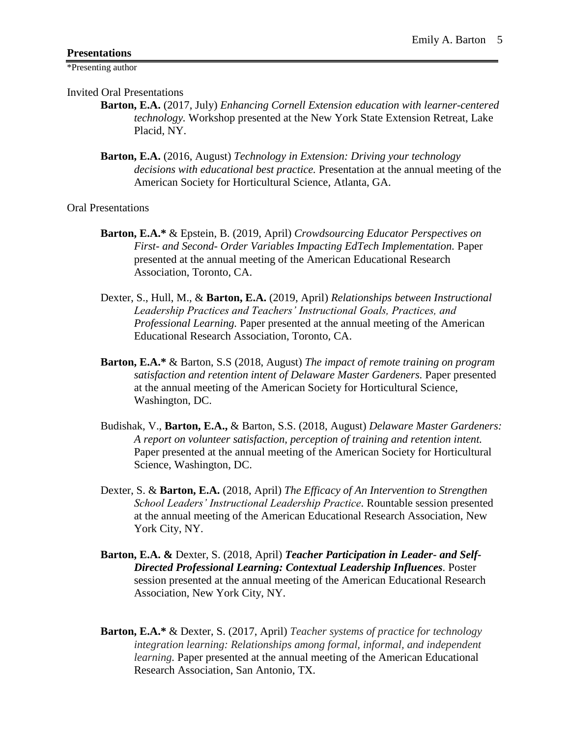## Presentations

*Presenting author

### Invited Oral Presentations

**Barton, E.A.** (2017, July) *Enhancing Cornell Extension education with learner-centered technology.* Workshop presented at the New York State Extension Retreat, Lake Placid, NY.

**Barton, E.A.** (2016, August) *Technology in Extension: Driving your technology decisions with educational best practice.* Presentation at the annual meeting of the American Society for Horticultural Science, Atlanta, GA.

### Oral Presentations

**Barton, E.A.*** & Epstein, B. (2019, April) *Crowdsourcing Educator Perspectives on First- and Second- Order Variables Impacting EdTech Implementation.* Paper presented at the annual meeting of the American Educational Research Association, Toronto, CA.

Dexter, S., Hull, M., & **Barton, E.A.** (2019, April) *Relationships between Instructional Leadership Practices and Teachers' Instructional Goals, Practices, and Professional Learning.* Paper presented at the annual meeting of the American Educational Research Association, Toronto, CA.

**Barton, E.A.*** & Barton, S.S (2018, August) *The impact of remote training on program satisfaction and retention intent of Delaware Master Gardeners.* Paper presented at the annual meeting of the American Society for Horticultural Science, Washington, DC.

Budishak, V., **Barton, E.A.,** & Barton, S.S. (2018, August) *Delaware Master Gardeners: A report on volunteer satisfaction, perception of training and retention intent.* Paper presented at the annual meeting of the American Society for Horticultural Science, Washington, DC.

Dexter, S. & **Barton, E.A.** (2018, April) *The Efficacy of An Intervention to Strengthen School Leaders' Instructional Leadership Practice*. Rountable session presented at the annual meeting of the American Educational Research Association, New York City, NY.

**Barton, E.A. &** Dexter, S. (2018, April) ***Teacher Participation in Leader- and Self-Directed Professional Learning: Contextual Leadership Influences***. Poster session presented at the annual meeting of the American Educational Research Association, New York City, NY.

**Barton, E.A.*** & Dexter, S. (2017, April) *Teacher systems of practice for technology integration learning: Relationships among formal, informal, and independent learning.* Paper presented at the annual meeting of the American Educational Research Association, San Antonio, TX.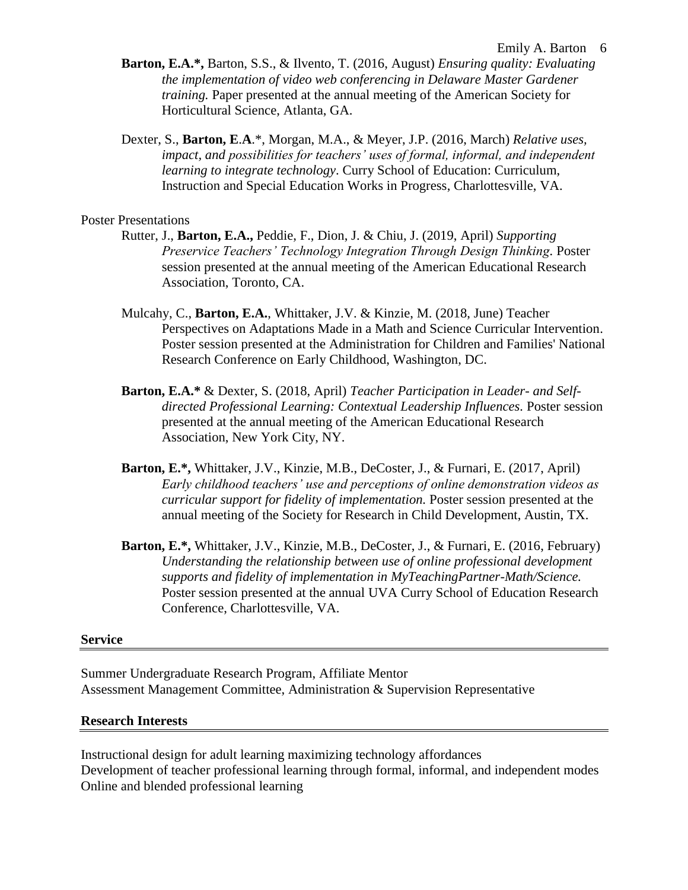**Barton, E.A.\*,** Barton, S.S., & Ilvento, T. (2016, August) *Ensuring quality: Evaluating the implementation of video web conferencing in Delaware Master Gardener training.* Paper presented at the annual meeting of the American Society for Horticultural Science, Atlanta, GA.

Dexter, S., **Barton, E.A.**\*, Morgan, M.A., & Meyer, J.P. (2016, March) *Relative uses, impact, and possibilities for teachers' uses of formal, informal, and independent learning to integrate technology*. Curry School of Education: Curriculum, Instruction and Special Education Works in Progress, Charlottesville, VA.

Poster Presentations

Rutter, J., **Barton, E.A.,** Peddie, F., Dion, J. & Chiu, J. (2019, April) *Supporting Preservice Teachers' Technology Integration Through Design Thinking*. Poster session presented at the annual meeting of the American Educational Research Association, Toronto, CA.

Mulcahy, C., **Barton, E.A.**, Whittaker, J.V. & Kinzie, M. (2018, June) Teacher Perspectives on Adaptations Made in a Math and Science Curricular Intervention. Poster session presented at the Administration for Children and Families' National Research Conference on Early Childhood, Washington, DC.

**Barton, E.A.\*** & Dexter, S. (2018, April) *Teacher Participation in Leader- and Self-directed Professional Learning: Contextual Leadership Influences*. Poster session presented at the annual meeting of the American Educational Research Association, New York City, NY.

**Barton, E.\*,** Whittaker, J.V., Kinzie, M.B., DeCoster, J., & Furnari, E. (2017, April) *Early childhood teachers' use and perceptions of online demonstration videos as curricular support for fidelity of implementation.* Poster session presented at the annual meeting of the Society for Research in Child Development, Austin, TX.

**Barton, E.\*,** Whittaker, J.V., Kinzie, M.B., DeCoster, J., & Furnari, E. (2016, February) *Understanding the relationship between use of online professional development supports and fidelity of implementation in MyTeachingPartner-Math/Science.* Poster session presented at the annual UVA Curry School of Education Research Conference, Charlottesville, VA.

## Service

Summer Undergraduate Research Program, Affiliate Mentor
Assessment Management Committee, Administration & Supervision Representative

## Research Interests

Instructional design for adult learning maximizing technology affordances
Development of teacher professional learning through formal, informal, and independent modes
Online and blended professional learning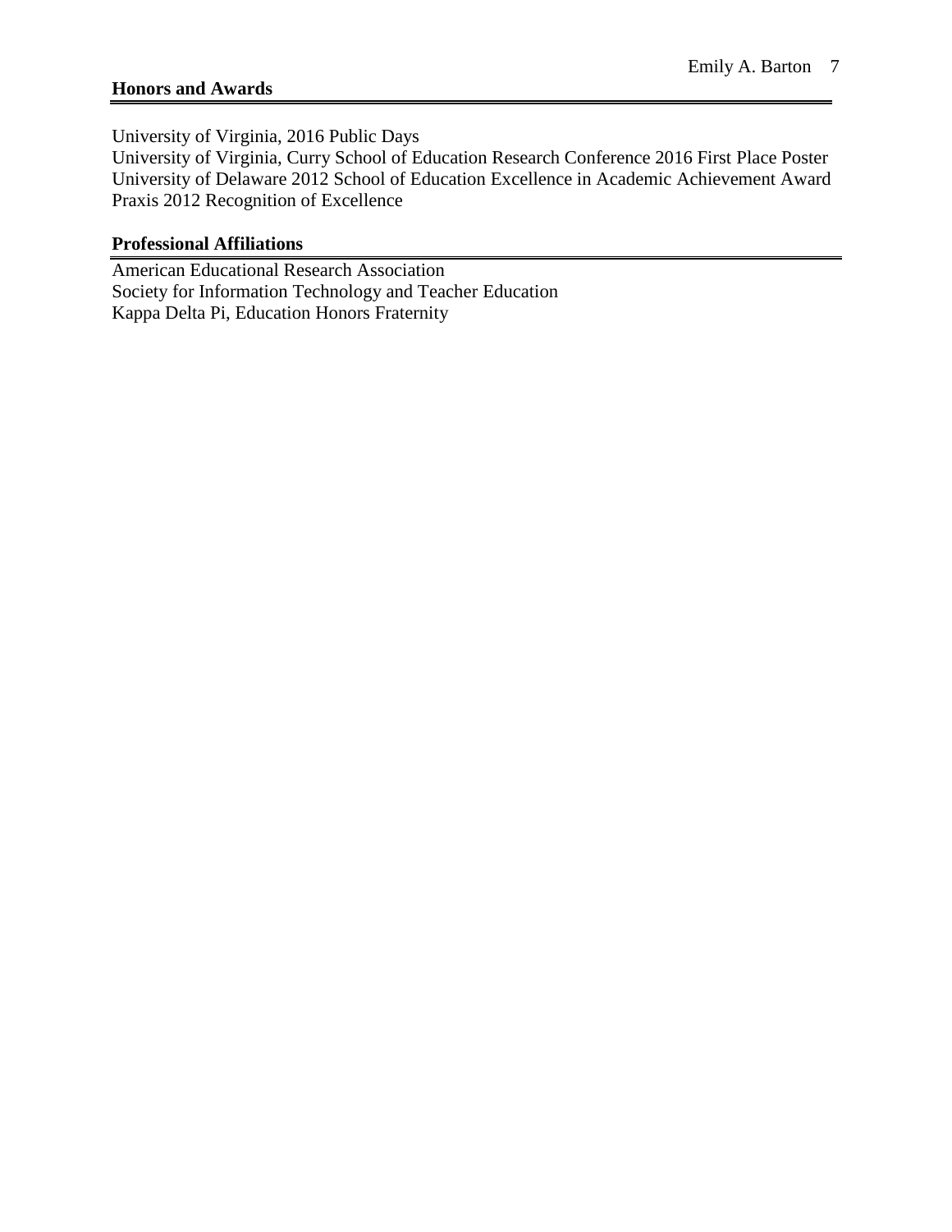## Honors and Awards

University of Virginia, 2016 Public Days
University of Virginia, Curry School of Education Research Conference 2016 First Place Poster
University of Delaware 2012 School of Education Excellence in Academic Achievement Award
Praxis 2012 Recognition of Excellence

## Professional Affiliations

American Educational Research Association
Society for Information Technology and Teacher Education
Kappa Delta Pi, Education Honors Fraternity